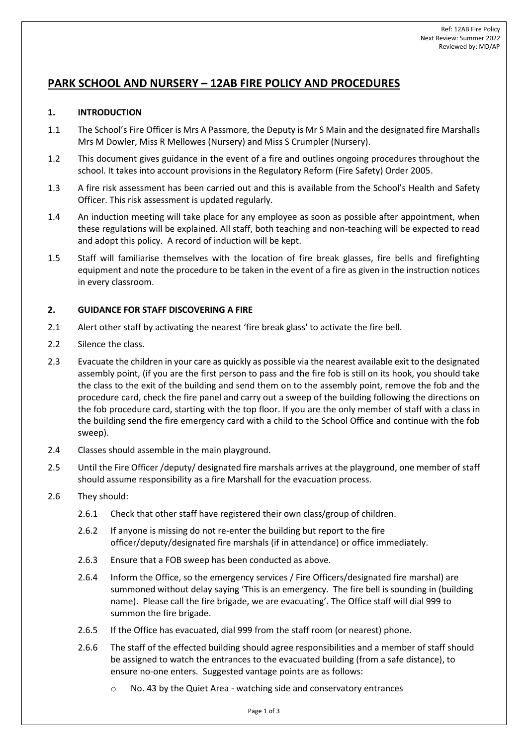Ref: 12AB Fire Policy
Next Review: Summer 2022
Reviewed by: MD/AP

# PARK SCHOOL AND NURSERY – 12AB FIRE POLICY AND PROCEDURES

## 1. INTRODUCTION

1.1 The School's Fire Officer is Mrs A Passmore, the Deputy is Mr S Main and the designated fire Marshalls Mrs M Dowler, Miss R Mellowes (Nursery) and Miss S Crumpler (Nursery).

1.2 This document gives guidance in the event of a fire and outlines ongoing procedures throughout the school. It takes into account provisions in the Regulatory Reform (Fire Safety) Order 2005.

1.3 A fire risk assessment has been carried out and this is available from the School's Health and Safety Officer. This risk assessment is updated regularly.

1.4 An induction meeting will take place for any employee as soon as possible after appointment, when these regulations will be explained. All staff, both teaching and non-teaching will be expected to read and adopt this policy. A record of induction will be kept.

1.5 Staff will familiarise themselves with the location of fire break glasses, fire bells and firefighting equipment and note the procedure to be taken in the event of a fire as given in the instruction notices in every classroom.

## 2. GUIDANCE FOR STAFF DISCOVERING A FIRE

2.1 Alert other staff by activating the nearest 'fire break glass' to activate the fire bell.

2.2 Silence the class.

2.3 Evacuate the children in your care as quickly as possible via the nearest available exit to the designated assembly point, (if you are the first person to pass and the fire fob is still on its hook, you should take the class to the exit of the building and send them on to the assembly point, remove the fob and the procedure card, check the fire panel and carry out a sweep of the building following the directions on the fob procedure card, starting with the top floor. If you are the only member of staff with a class in the building send the fire emergency card with a child to the School Office and continue with the fob sweep).

2.4 Classes should assemble in the main playground.

2.5 Until the Fire Officer /deputy/ designated fire marshals arrives at the playground, one member of staff should assume responsibility as a fire Marshall for the evacuation process.

2.6 They should:

2.6.1 Check that other staff have registered their own class/group of children.

2.6.2 If anyone is missing do not re-enter the building but report to the fire officer/deputy/designated fire marshals (if in attendance) or office immediately.

2.6.3 Ensure that a FOB sweep has been conducted as above.

2.6.4 Inform the Office, so the emergency services / Fire Officers/designated fire marshal) are summoned without delay saying 'This is an emergency. The fire bell is sounding in (building name). Please call the fire brigade, we are evacuating'. The Office staff will dial 999 to summon the fire brigade.

2.6.5 If the Office has evacuated, dial 999 from the staff room (or nearest) phone.

2.6.6 The staff of the effected building should agree responsibilities and a member of staff should be assigned to watch the entrances to the evacuated building (from a safe distance), to ensure no-one enters. Suggested vantage points are as follows:

- No. 43 by the Quiet Area - watching side and conservatory entrances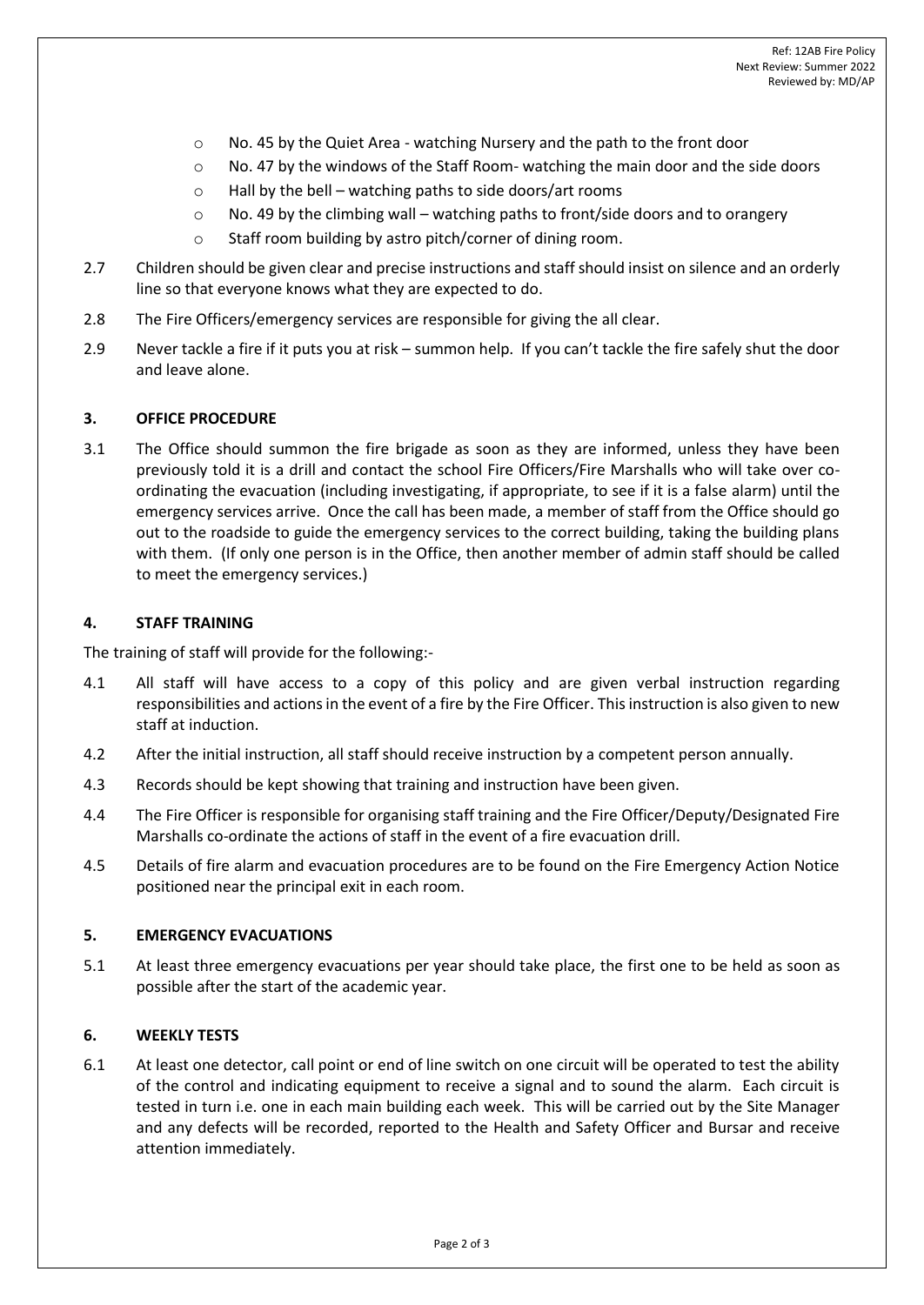- No. 45 by the Quiet Area - watching Nursery and the path to the front door
- No. 47 by the windows of the Staff Room- watching the main door and the side doors
- Hall by the bell – watching paths to side doors/art rooms
- No. 49 by the climbing wall – watching paths to front/side doors and to orangery
- Staff room building by astro pitch/corner of dining room.

2.7 Children should be given clear and precise instructions and staff should insist on silence and an orderly line so that everyone knows what they are expected to do.

2.8 The Fire Officers/emergency services are responsible for giving the all clear.

2.9 Never tackle a fire if it puts you at risk – summon help. If you can't tackle the fire safely shut the door and leave alone.

## 3. OFFICE PROCEDURE

3.1 The Office should summon the fire brigade as soon as they are informed, unless they have been previously told it is a drill and contact the school Fire Officers/Fire Marshalls who will take over co-ordinating the evacuation (including investigating, if appropriate, to see if it is a false alarm) until the emergency services arrive. Once the call has been made, a member of staff from the Office should go out to the roadside to guide the emergency services to the correct building, taking the building plans with them. (If only one person is in the Office, then another member of admin staff should be called to meet the emergency services.)

## 4. STAFF TRAINING

The training of staff will provide for the following:-

4.1 All staff will have access to a copy of this policy and are given verbal instruction regarding responsibilities and actions in the event of a fire by the Fire Officer. This instruction is also given to new staff at induction.

4.2 After the initial instruction, all staff should receive instruction by a competent person annually.

4.3 Records should be kept showing that training and instruction have been given.

4.4 The Fire Officer is responsible for organising staff training and the Fire Officer/Deputy/Designated Fire Marshalls co-ordinate the actions of staff in the event of a fire evacuation drill.

4.5 Details of fire alarm and evacuation procedures are to be found on the Fire Emergency Action Notice positioned near the principal exit in each room.

## 5. EMERGENCY EVACUATIONS

5.1 At least three emergency evacuations per year should take place, the first one to be held as soon as possible after the start of the academic year.

## 6. WEEKLY TESTS

6.1 At least one detector, call point or end of line switch on one circuit will be operated to test the ability of the control and indicating equipment to receive a signal and to sound the alarm. Each circuit is tested in turn i.e. one in each main building each week. This will be carried out by the Site Manager and any defects will be recorded, reported to the Health and Safety Officer and Bursar and receive attention immediately.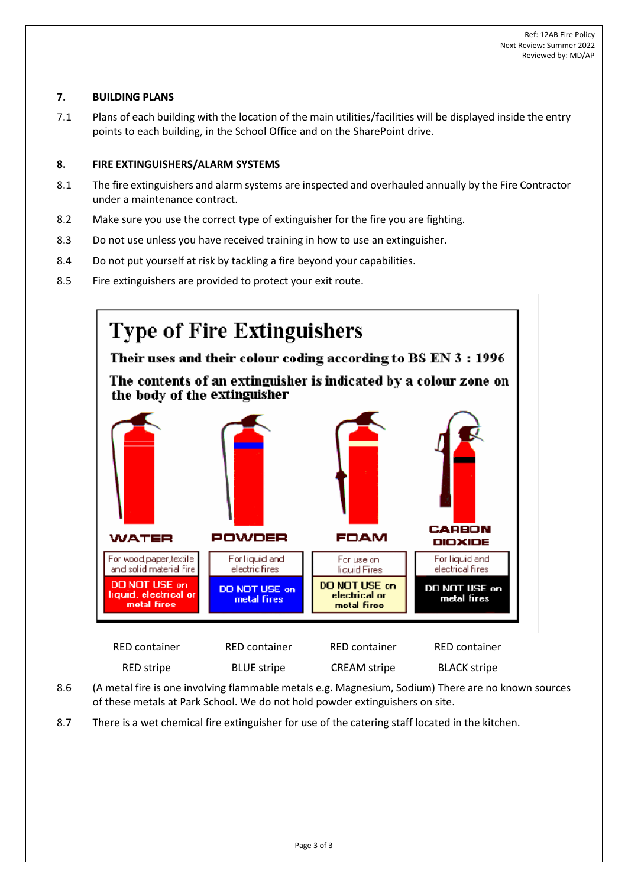## 7. BUILDING PLANS

7.1 Plans of each building with the location of the main utilities/facilities will be displayed inside the entry points to each building, in the School Office and on the SharePoint drive.

## 8. FIRE EXTINGUISHERS/ALARM SYSTEMS

8.1 The fire extinguishers and alarm systems are inspected and overhauled annually by the Fire Contractor under a maintenance contract.

8.2 Make sure you use the correct type of extinguisher for the fire you are fighting.

8.3 Do not use unless you have received training in how to use an extinguisher.

8.4 Do not put yourself at risk by tackling a fire beyond your capabilities.

8.5 Fire extinguishers are provided to protect your exit route.

**Type of Fire Extinguishers**

**Their uses and their colour coding according to BS EN 3 : 1996**

**The contents of an extinguisher is indicated by a colour zone on the body of the extinguisher**

| WATER | POWDER | FOAM | CARBON DIOXIDE |
|---|---|---|---|
| For wood,paper,textile and solid material fire | For liquid and electric fires | For use on liquid Fires | For liquid and electrical fires |
| DO NOT USE on liquid, electrical or metal fires | DO NOT USE on metal fires | DO NOT USE on electrical or metal fires | DO NOT USE on metal fires |
| RED container | RED container | RED container | RED container |
| RED stripe | BLUE stripe | CREAM stripe | BLACK stripe |

8.6 (A metal fire is one involving flammable metals e.g. Magnesium, Sodium) There are no known sources of these metals at Park School. We do not hold powder extinguishers on site.

8.7 There is a wet chemical fire extinguisher for use of the catering staff located in the kitchen.